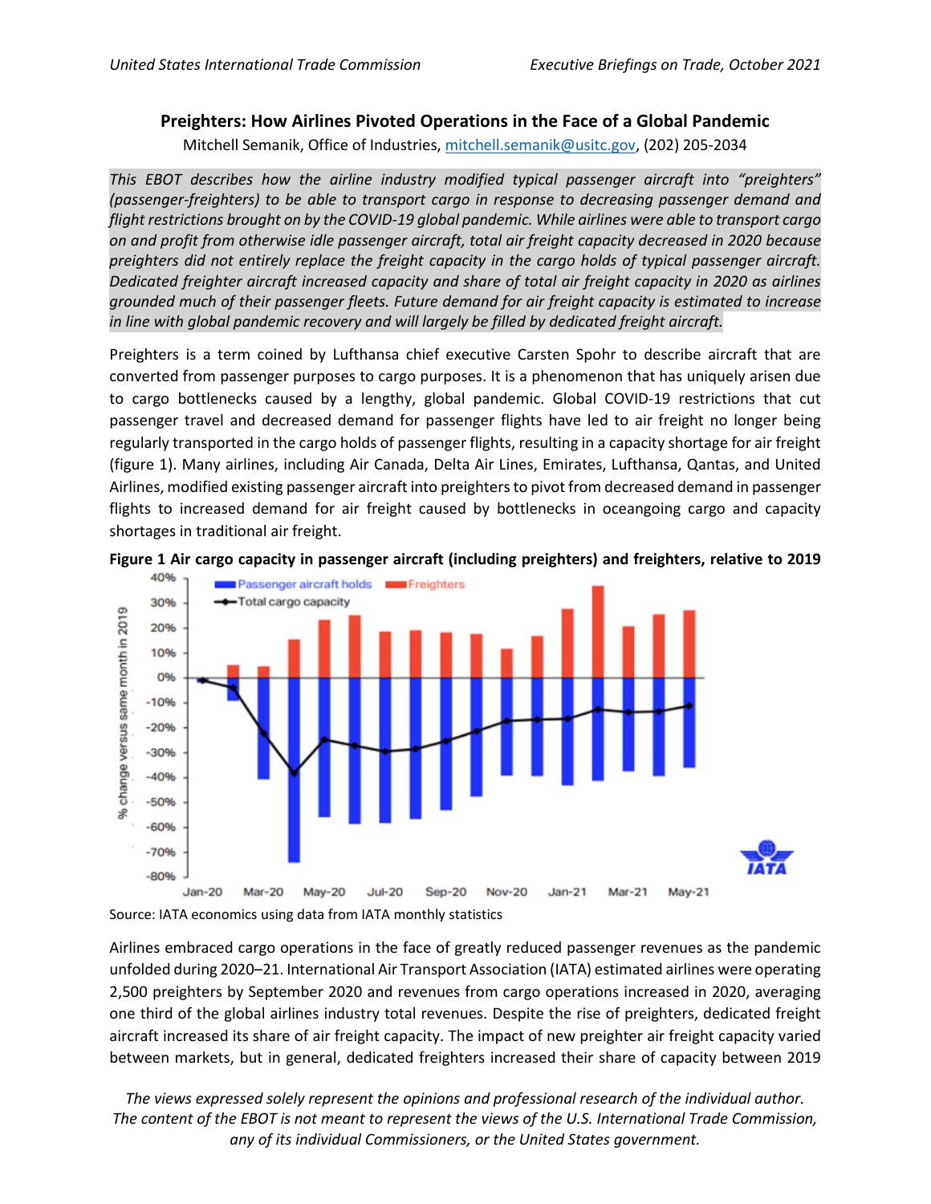# Preighters: How Airlines Pivoted Operations in the Face of a Global Pandemic

Mitchell Semanik, Office of Industries, mitchell.semanik@usitc.gov, (202) 205-2034

*This EBOT describes how the airline industry modified typical passenger aircraft into "preighters" (passenger-freighters) to be able to transport cargo in response to decreasing passenger demand and flight restrictions brought on by the COVID-19 global pandemic. While airlines were able to transport cargo on and profit from otherwise idle passenger aircraft, total air freight capacity decreased in 2020 because preighters did not entirely replace the freight capacity in the cargo holds of typical passenger aircraft. Dedicated freighter aircraft increased capacity and share of total air freight capacity in 2020 as airlines grounded much of their passenger fleets. Future demand for air freight capacity is estimated to increase in line with global pandemic recovery and will largely be filled by dedicated freight aircraft.*

Preighters is a term coined by Lufthansa chief executive Carsten Spohr to describe aircraft that are converted from passenger purposes to cargo purposes. It is a phenomenon that has uniquely arisen due to cargo bottlenecks caused by a lengthy, global pandemic. Global COVID-19 restrictions that cut passenger travel and decreased demand for passenger flights have led to air freight no longer being regularly transported in the cargo holds of passenger flights, resulting in a capacity shortage for air freight (figure 1). Many airlines, including Air Canada, Delta Air Lines, Emirates, Lufthansa, Qantas, and United Airlines, modified existing passenger aircraft into preighters to pivot from decreased demand in passenger flights to increased demand for air freight caused by bottlenecks in oceangoing cargo and capacity shortages in traditional air freight.

**Figure 1 Air cargo capacity in passenger aircraft (including preighters) and freighters, relative to 2019**

Source: IATA economics using data from IATA monthly statistics

Airlines embraced cargo operations in the face of greatly reduced passenger revenues as the pandemic unfolded during 2020–21. International Air Transport Association (IATA) estimated airlines were operating 2,500 preighters by September 2020 and revenues from cargo operations increased in 2020, averaging one third of the global airlines industry total revenues. Despite the rise of preighters, dedicated freight aircraft increased its share of air freight capacity. The impact of new preighter air freight capacity varied between markets, but in general, dedicated freighters increased their share of capacity between 2019

*The views expressed solely represent the opinions and professional research of the individual author. The content of the EBOT is not meant to represent the views of the U.S. International Trade Commission, any of its individual Commissioners, or the United States government.*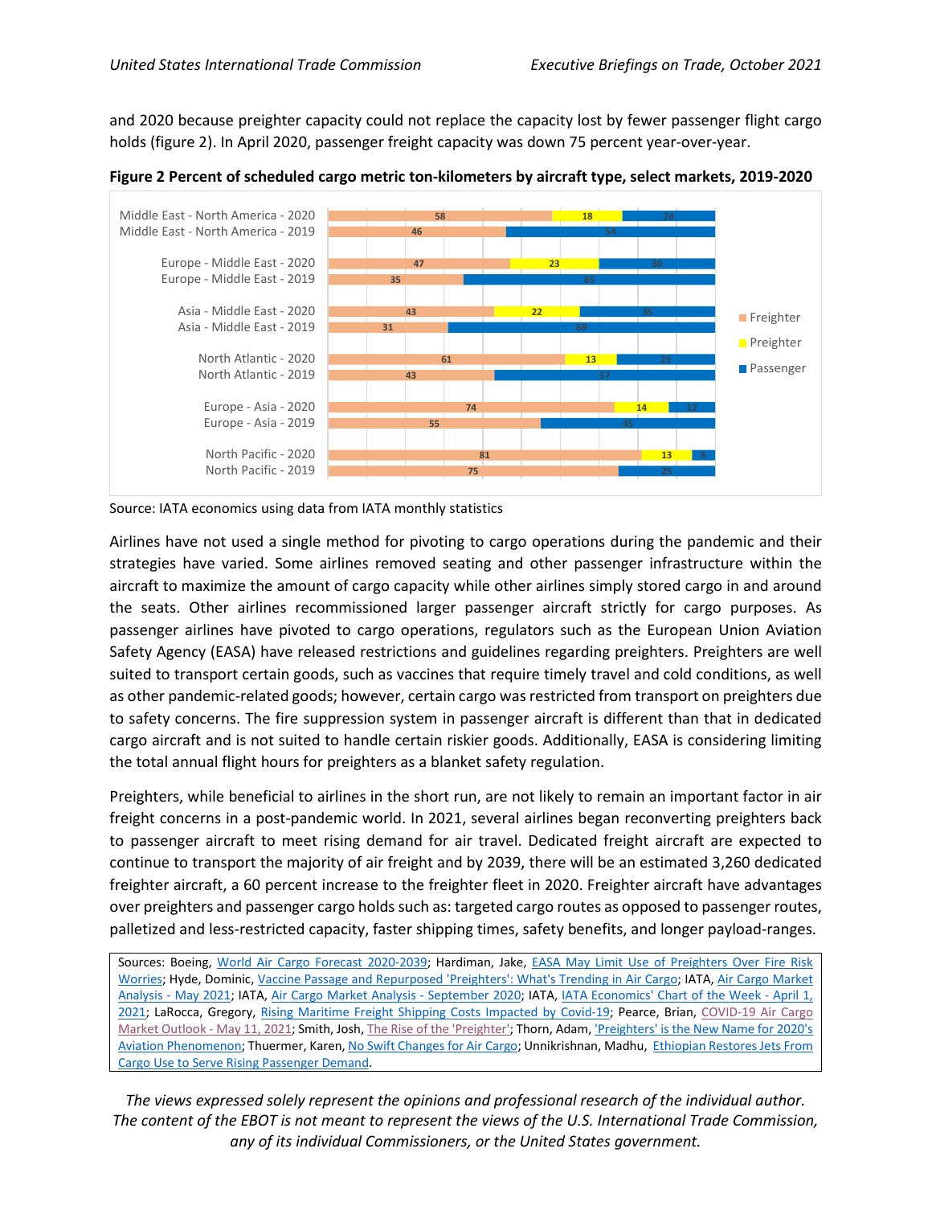and 2020 because preighter capacity could not replace the capacity lost by fewer passenger flight cargo holds (figure 2). In April 2020, passenger freight capacity was down 75 percent year-over-year.

**Figure 2 Percent of scheduled cargo metric ton-kilometers by aircraft type, select markets, 2019-2020**

Middle East - North America - 2020: 58, 18, 24
Middle East - North America - 2019: 46, 54
Europe - Middle East - 2020: 47, 23, 30
Europe - Middle East - 2019: 35, 65
Asia - Middle East - 2020: 43, 22, 35
Asia - Middle East - 2019: 31, 69
North Atlantic - 2020: 61, 13, 25
North Atlantic - 2019: 43, 57
Europe - Asia - 2020: 74, 14, 12
Europe - Asia - 2019: 55, 45
North Pacific - 2020: 81, 13, 6
North Pacific - 2019: 75, 25

Freighter
Preighter
Passenger

Source: IATA economics using data from IATA monthly statistics

Airlines have not used a single method for pivoting to cargo operations during the pandemic and their strategies have varied. Some airlines removed seating and other passenger infrastructure within the aircraft to maximize the amount of cargo capacity while other airlines simply stored cargo in and around the seats. Other airlines recommissioned larger passenger aircraft strictly for cargo purposes. As passenger airlines have pivoted to cargo operations, regulators such as the European Union Aviation Safety Agency (EASA) have released restrictions and guidelines regarding preighters. Preighters are well suited to transport certain goods, such as vaccines that require timely travel and cold conditions, as well as other pandemic-related goods; however, certain cargo was restricted from transport on preighters due to safety concerns. The fire suppression system in passenger aircraft is different than that in dedicated cargo aircraft and is not suited to handle certain riskier goods. Additionally, EASA is considering limiting the total annual flight hours for preighters as a blanket safety regulation.

Preighters, while beneficial to airlines in the short run, are not likely to remain an important factor in air freight concerns in a post-pandemic world. In 2021, several airlines began reconverting preighters back to passenger aircraft to meet rising demand for air travel. Dedicated freight aircraft are expected to continue to transport the majority of air freight and by 2039, there will be an estimated 3,260 dedicated freighter aircraft, a 60 percent increase to the freighter fleet in 2020. Freighter aircraft have advantages over preighters and passenger cargo holds such as: targeted cargo routes as opposed to passenger routes, palletized and less-restricted capacity, faster shipping times, safety benefits, and longer payload-ranges.

Sources: Boeing, World Air Cargo Forecast 2020-2039; Hardiman, Jake, EASA May Limit Use of Preighters Over Fire Risk Worries; Hyde, Dominic, Vaccine Passage and Repurposed 'Preighters': What's Trending in Air Cargo; IATA, Air Cargo Market Analysis - May 2021; IATA, Air Cargo Market Analysis - September 2020; IATA, IATA Economics' Chart of the Week - April 1, 2021; LaRocca, Gregory, Rising Maritime Freight Shipping Costs Impacted by Covid-19; Pearce, Brian, COVID-19 Air Cargo Market Outlook - May 11, 2021; Smith, Josh, The Rise of the 'Preighter'; Thorn, Adam, 'Preighters' is the New Name for 2020's Aviation Phenomenon; Thuermer, Karen, No Swift Changes for Air Cargo; Unnikrishnan, Madhu, Ethiopian Restores Jets From Cargo Use to Serve Rising Passenger Demand.

*The views expressed solely represent the opinions and professional research of the individual author. The content of the EBOT is not meant to represent the views of the U.S. International Trade Commission, any of its individual Commissioners, or the United States government.*